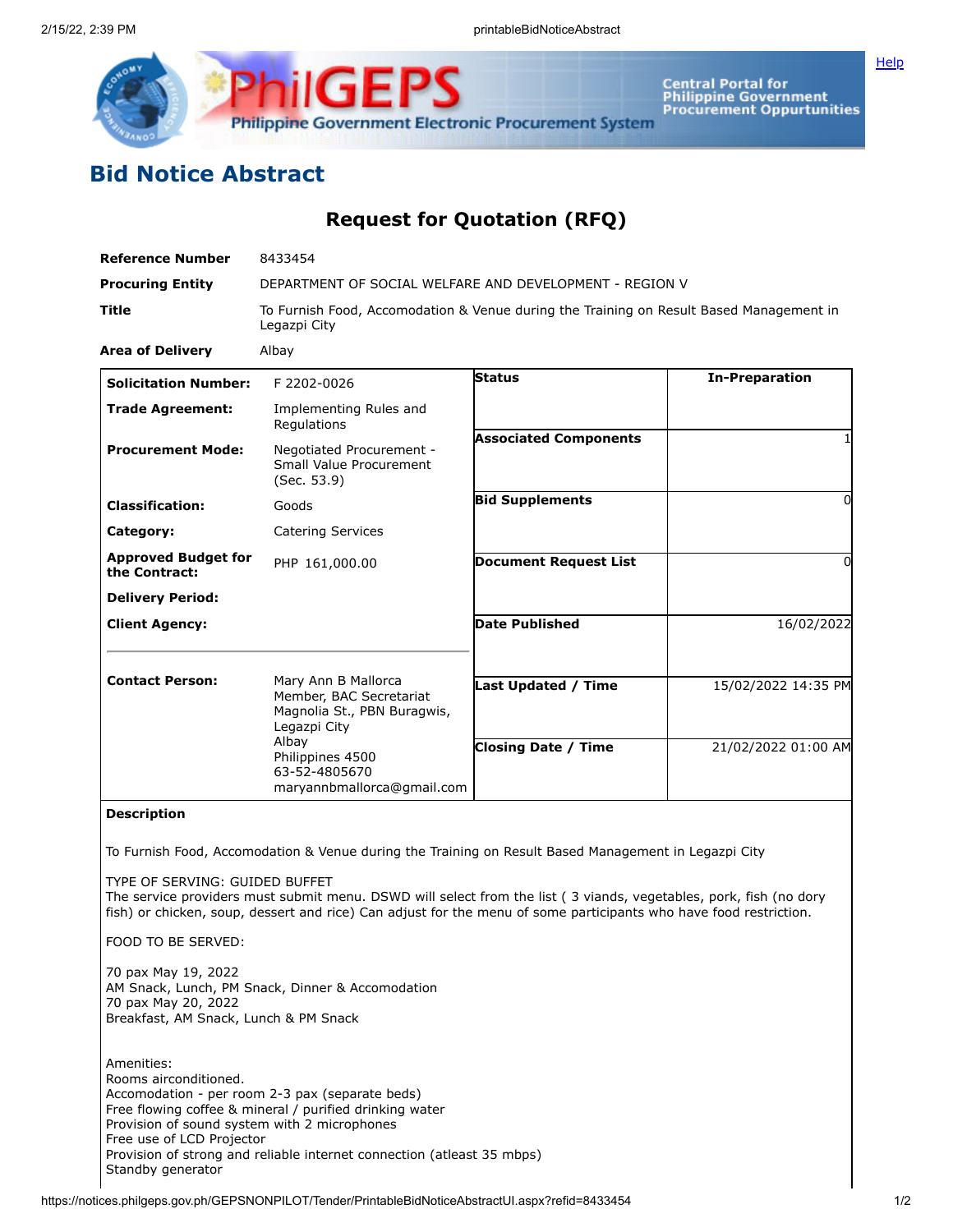# Bid Notice Abstract

## Request for Quotation (RFQ)

| | |
|---|---|
| **Reference Number** | 8433454 |
| **Procuring Entity** | DEPARTMENT OF SOCIAL WELFARE AND DEVELOPMENT - REGION V |
| **Title** | To Furnish Food, Accomodation & Venue during the Training on Result Based Management in Legazpi City |
| **Area of Delivery** | Albay |

| | | | |
|---|---|---|---|
| **Solicitation Number:** | F 2202-0026 | **Status** | **In-Preparation** |
| **Trade Agreement:** | Implementing Rules and Regulations | | |
| **Procurement Mode:** | Negotiated Procurement - Small Value Procurement (Sec. 53.9) | **Associated Components** | 1 |
| **Classification:** | Goods | **Bid Supplements** | 0 |
| **Category:** | Catering Services | | |
| **Approved Budget for the Contract:** | PHP 161,000.00 | **Document Request List** | 0 |
| **Delivery Period:** | | | |
| **Client Agency:** | | **Date Published** | 16/02/2022 |
| **Contact Person:** | Mary Ann B Mallorca<br>Member, BAC Secretariat<br>Magnolia St., PBN Buragwis, Legazpi City<br>Albay<br>Philippines 4500<br>63-52-4805670<br>maryannbmallorca@gmail.com | **Last Updated / Time** | 15/02/2022 14:35 PM |
| | | **Closing Date / Time** | 21/02/2022 01:00 AM |

**Description**

To Furnish Food, Accomodation & Venue during the Training on Result Based Management in Legazpi City

TYPE OF SERVING: GUIDED BUFFET
The service providers must submit menu. DSWD will select from the list ( 3 viands, vegetables, pork, fish (no dory fish) or chicken, soup, dessert and rice) Can adjust for the menu of some participants who have food restriction.

FOOD TO BE SERVED:

70 pax May 19, 2022
AM Snack, Lunch, PM Snack, Dinner & Accomodation
70 pax May 20, 2022
Breakfast, AM Snack, Lunch & PM Snack

Amenities:
Rooms airconditioned.
Accomodation - per room 2-3 pax (separate beds)
Free flowing coffee & mineral / purified drinking water
Provision of sound system with 2 microphones
Free use of LCD Projector
Provision of strong and reliable internet connection (atleast 35 mbps)
Standby generator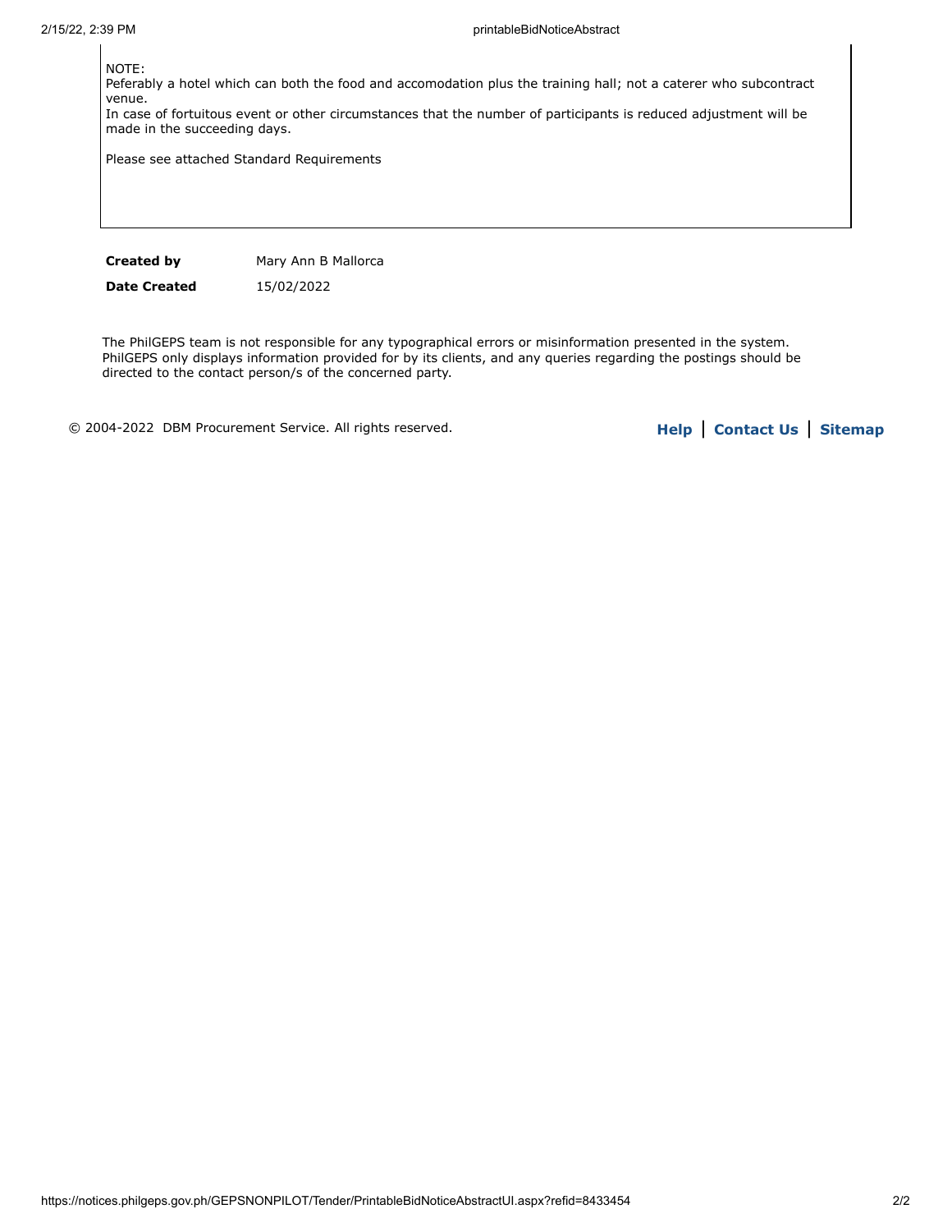NOTE:
Peferably a hotel which can both the food and accomodation plus the training hall; not a caterer who subcontract venue.
In case of fortuitous event or other circumstances that the number of participants is reduced adjustment will be made in the succeeding days.

Please see attached Standard Requirements

| | |
|---|---|
| **Created by** | Mary Ann B Mallorca |
| **Date Created** | 15/02/2022 |

The PhilGEPS team is not responsible for any typographical errors or misinformation presented in the system. PhilGEPS only displays information provided for by its clients, and any queries regarding the postings should be directed to the contact person/s of the concerned party.

© 2004-2022 DBM Procurement Service. All rights reserved.

**Help** | **Contact Us** | **Sitemap**